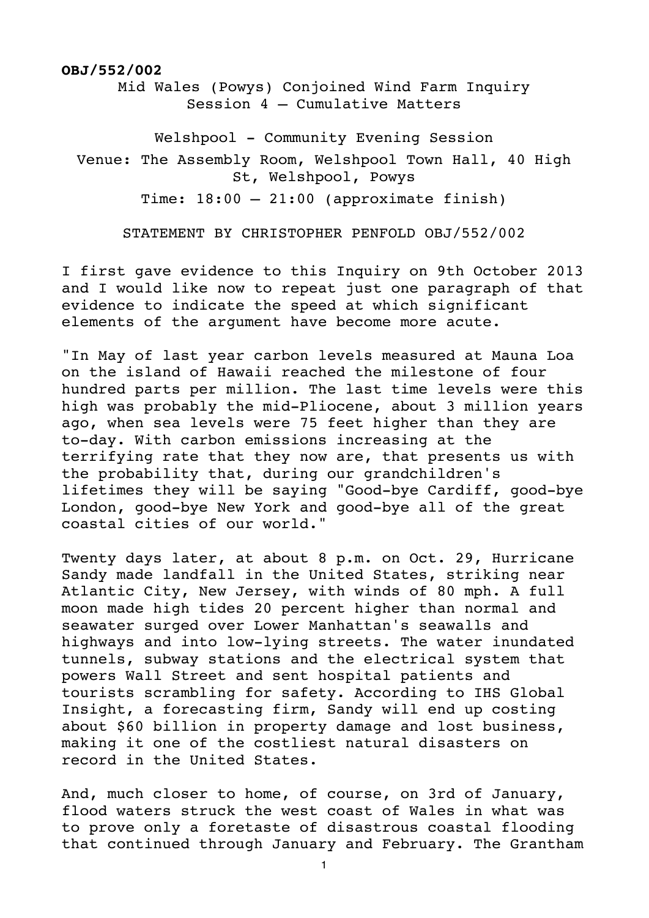**OBJ/552/002**

Mid Wales (Powys) Conjoined Wind Farm Inquiry
Session 4 – Cumulative Matters

Welshpool - Community Evening Session
Venue: The Assembly Room, Welshpool Town Hall, 40 High St, Welshpool, Powys
Time: 18:00 – 21:00 (approximate finish)

STATEMENT BY CHRISTOPHER PENFOLD OBJ/552/002

I first gave evidence to this Inquiry on 9th October 2013 and I would like now to repeat just one paragraph of that evidence to indicate the speed at which significant elements of the argument have become more acute.

"In May of last year carbon levels measured at Mauna Loa on the island of Hawaii reached the milestone of four hundred parts per million. The last time levels were this high was probably the mid-Pliocene, about 3 million years ago, when sea levels were 75 feet higher than they are to-day. With carbon emissions increasing at the terrifying rate that they now are, that presents us with the probability that, during our grandchildren's lifetimes they will be saying "Good-bye Cardiff, good-bye London, good-bye New York and good-bye all of the great coastal cities of our world."

Twenty days later, at about 8 p.m. on Oct. 29, Hurricane Sandy made landfall in the United States, striking near Atlantic City, New Jersey, with winds of 80 mph. A full moon made high tides 20 percent higher than normal and seawater surged over Lower Manhattan's seawalls and highways and into low-lying streets. The water inundated tunnels, subway stations and the electrical system that powers Wall Street and sent hospital patients and tourists scrambling for safety. According to IHS Global Insight, a forecasting firm, Sandy will end up costing about $60 billion in property damage and lost business, making it one of the costliest natural disasters on record in the United States.

And, much closer to home, of course, on 3rd of January, flood waters struck the west coast of Wales in what was to prove only a foretaste of disastrous coastal flooding that continued through January and February. The Grantham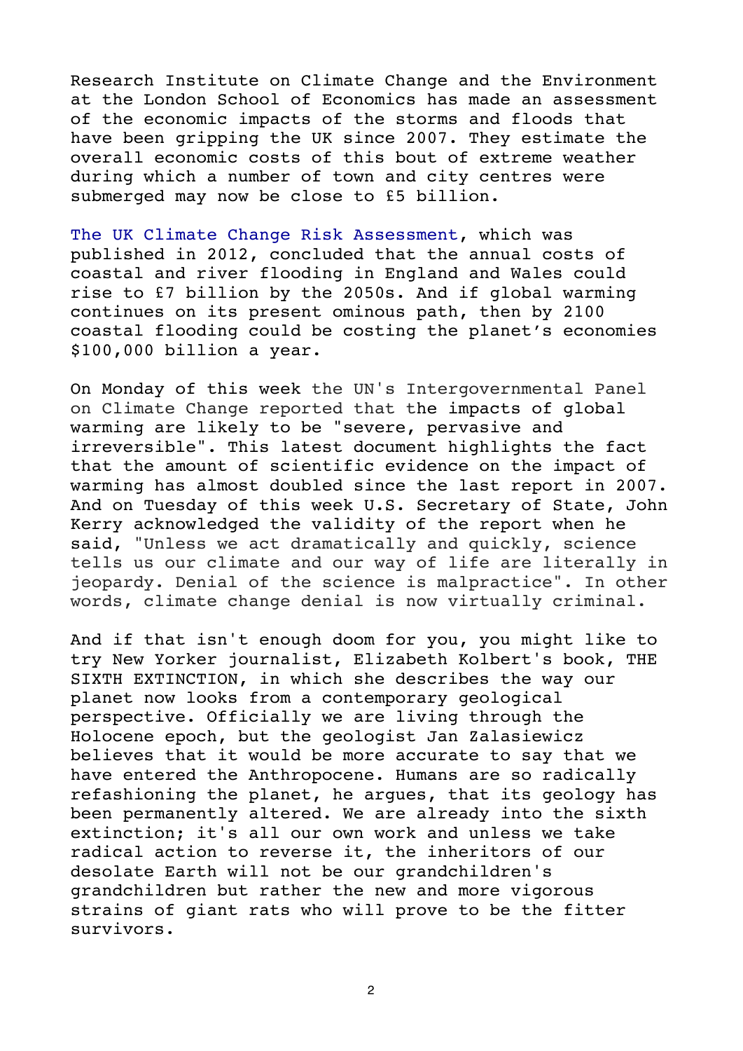Research Institute on Climate Change and the Environment at the London School of Economics has made an assessment of the economic impacts of the storms and floods that have been gripping the UK since 2007. They estimate the overall economic costs of this bout of extreme weather during which a number of town and city centres were submerged may now be close to £5 billion.

The UK Climate Change Risk Assessment, which was published in 2012, concluded that the annual costs of coastal and river flooding in England and Wales could rise to £7 billion by the 2050s. And if global warming continues on its present ominous path, then by 2100 coastal flooding could be costing the planet's economies $100,000 billion a year.

On Monday of this week the UN's Intergovernmental Panel on Climate Change reported that the impacts of global warming are likely to be "severe, pervasive and irreversible". This latest document highlights the fact that the amount of scientific evidence on the impact of warming has almost doubled since the last report in 2007. And on Tuesday of this week U.S. Secretary of State, John Kerry acknowledged the validity of the report when he said, "Unless we act dramatically and quickly, science tells us our climate and our way of life are literally in jeopardy. Denial of the science is malpractice". In other words, climate change denial is now virtually criminal.

And if that isn't enough doom for you, you might like to try New Yorker journalist, Elizabeth Kolbert's book, THE SIXTH EXTINCTION, in which she describes the way our planet now looks from a contemporary geological perspective. Officially we are living through the Holocene epoch, but the geologist Jan Zalasiewicz believes that it would be more accurate to say that we have entered the Anthropocene. Humans are so radically refashioning the planet, he argues, that its geology has been permanently altered. We are already into the sixth extinction; it's all our own work and unless we take radical action to reverse it, the inheritors of our desolate Earth will not be our grandchildren's grandchildren but rather the new and more vigorous strains of giant rats who will prove to be the fitter survivors.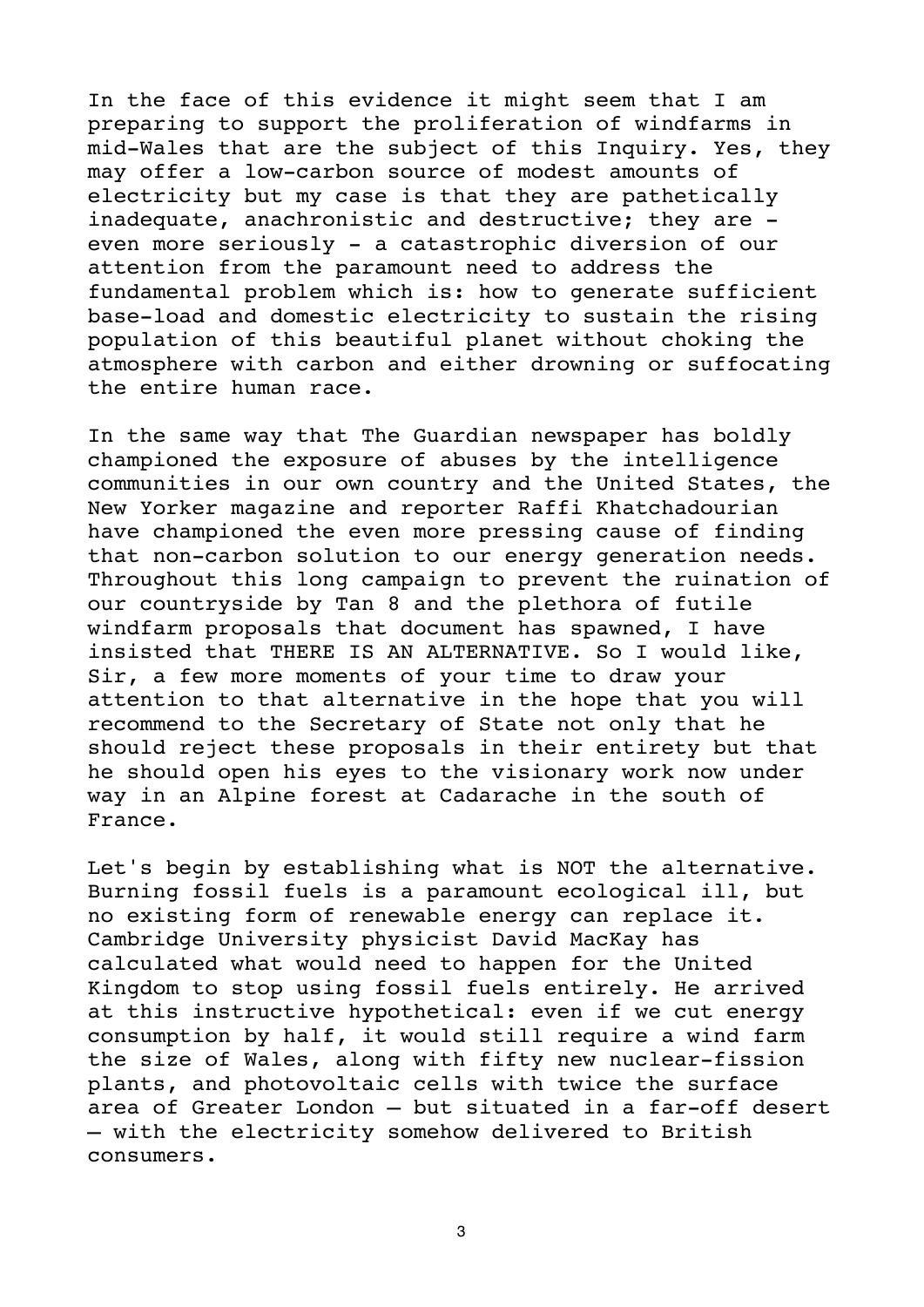In the face of this evidence it might seem that I am preparing to support the proliferation of windfarms in mid-Wales that are the subject of this Inquiry. Yes, they may offer a low-carbon source of modest amounts of electricity but my case is that they are pathetically inadequate, anachronistic and destructive; they are - even more seriously - a catastrophic diversion of our attention from the paramount need to address the fundamental problem which is: how to generate sufficient base-load and domestic electricity to sustain the rising population of this beautiful planet without choking the atmosphere with carbon and either drowning or suffocating the entire human race.

In the same way that The Guardian newspaper has boldly championed the exposure of abuses by the intelligence communities in our own country and the United States, the New Yorker magazine and reporter Raffi Khatchadourian have championed the even more pressing cause of finding that non-carbon solution to our energy generation needs. Throughout this long campaign to prevent the ruination of our countryside by Tan 8 and the plethora of futile windfarm proposals that document has spawned, I have insisted that THERE IS AN ALTERNATIVE. So I would like, Sir, a few more moments of your time to draw your attention to that alternative in the hope that you will recommend to the Secretary of State not only that he should reject these proposals in their entirety but that he should open his eyes to the visionary work now under way in an Alpine forest at Cadarache in the south of France.

Let's begin by establishing what is NOT the alternative. Burning fossil fuels is a paramount ecological ill, but no existing form of renewable energy can replace it. Cambridge University physicist David MacKay has calculated what would need to happen for the United Kingdom to stop using fossil fuels entirely. He arrived at this instructive hypothetical: even if we cut energy consumption by half, it would still require a wind farm the size of Wales, along with fifty new nuclear-fission plants, and photovoltaic cells with twice the surface area of Greater London — but situated in a far-off desert — with the electricity somehow delivered to British consumers.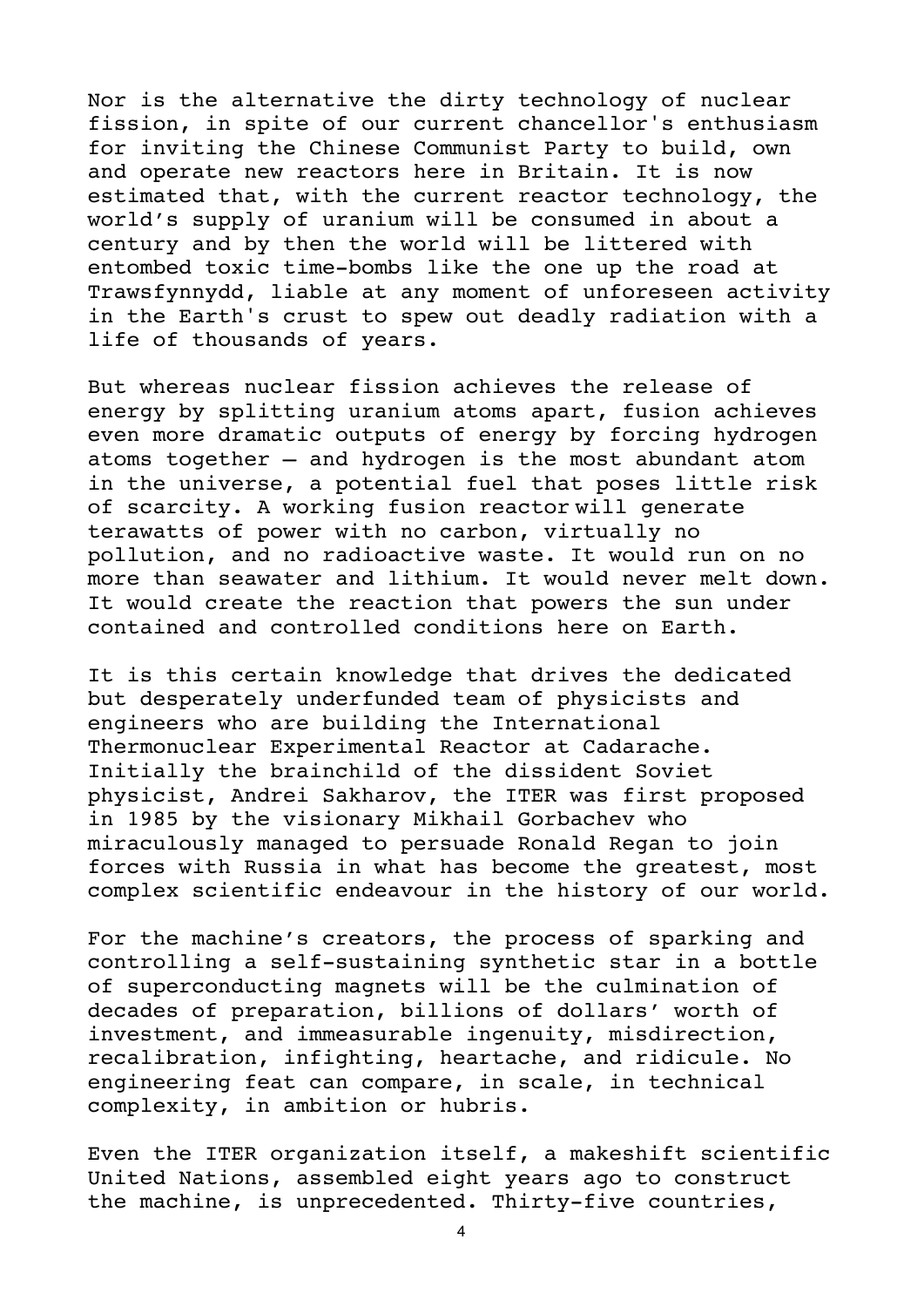Nor is the alternative the dirty technology of nuclear fission, in spite of our current chancellor's enthusiasm for inviting the Chinese Communist Party to build, own and operate new reactors here in Britain. It is now estimated that, with the current reactor technology, the world's supply of uranium will be consumed in about a century and by then the world will be littered with entombed toxic time-bombs like the one up the road at Trawsfynnydd, liable at any moment of unforeseen activity in the Earth's crust to spew out deadly radiation with a life of thousands of years.

But whereas nuclear fission achieves the release of energy by splitting uranium atoms apart, fusion achieves even more dramatic outputs of energy by forcing hydrogen atoms together – and hydrogen is the most abundant atom in the universe, a potential fuel that poses little risk of scarcity. A working fusion reactor will generate terawatts of power with no carbon, virtually no pollution, and no radioactive waste. It would run on no more than seawater and lithium. It would never melt down. It would create the reaction that powers the sun under contained and controlled conditions here on Earth.

It is this certain knowledge that drives the dedicated but desperately underfunded team of physicists and engineers who are building the International Thermonuclear Experimental Reactor at Cadarache. Initially the brainchild of the dissident Soviet physicist, Andrei Sakharov, the ITER was first proposed in 1985 by the visionary Mikhail Gorbachev who miraculously managed to persuade Ronald Regan to join forces with Russia in what has become the greatest, most complex scientific endeavour in the history of our world.

For the machine's creators, the process of sparking and controlling a self-sustaining synthetic star in a bottle of superconducting magnets will be the culmination of decades of preparation, billions of dollars' worth of investment, and immeasurable ingenuity, misdirection, recalibration, infighting, heartache, and ridicule. No engineering feat can compare, in scale, in technical complexity, in ambition or hubris.

Even the ITER organization itself, a makeshift scientific United Nations, assembled eight years ago to construct the machine, is unprecedented. Thirty-five countries,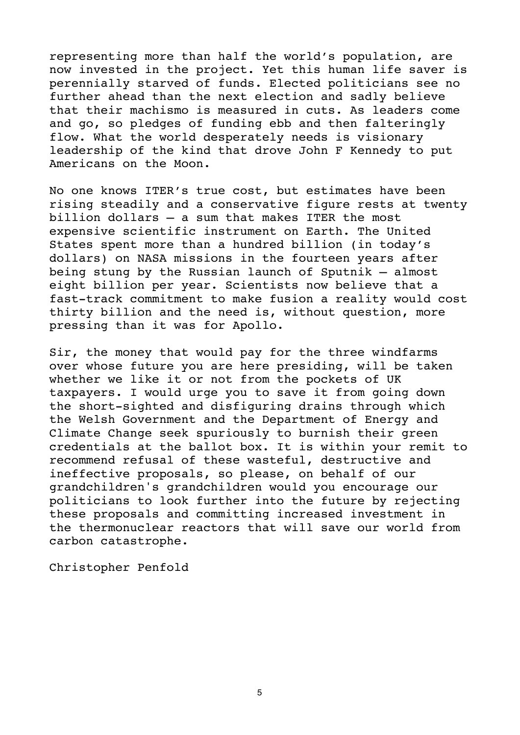representing more than half the world's population, are now invested in the project. Yet this human life saver is perennially starved of funds. Elected politicians see no further ahead than the next election and sadly believe that their machismo is measured in cuts. As leaders come and go, so pledges of funding ebb and then falteringly flow. What the world desperately needs is visionary leadership of the kind that drove John F Kennedy to put Americans on the Moon.

No one knows ITER's true cost, but estimates have been rising steadily and a conservative figure rests at twenty billion dollars – a sum that makes ITER the most expensive scientific instrument on Earth. The United States spent more than a hundred billion (in today's dollars) on NASA missions in the fourteen years after being stung by the Russian launch of Sputnik – almost eight billion per year. Scientists now believe that a fast-track commitment to make fusion a reality would cost thirty billion and the need is, without question, more pressing than it was for Apollo.

Sir, the money that would pay for the three windfarms over whose future you are here presiding, will be taken whether we like it or not from the pockets of UK taxpayers. I would urge you to save it from going down the short-sighted and disfiguring drains through which the Welsh Government and the Department of Energy and Climate Change seek spuriously to burnish their green credentials at the ballot box. It is within your remit to recommend refusal of these wasteful, destructive and ineffective proposals, so please, on behalf of our grandchildren's grandchildren would you encourage our politicians to look further into the future by rejecting these proposals and committing increased investment in the thermonuclear reactors that will save our world from carbon catastrophe.

Christopher Penfold